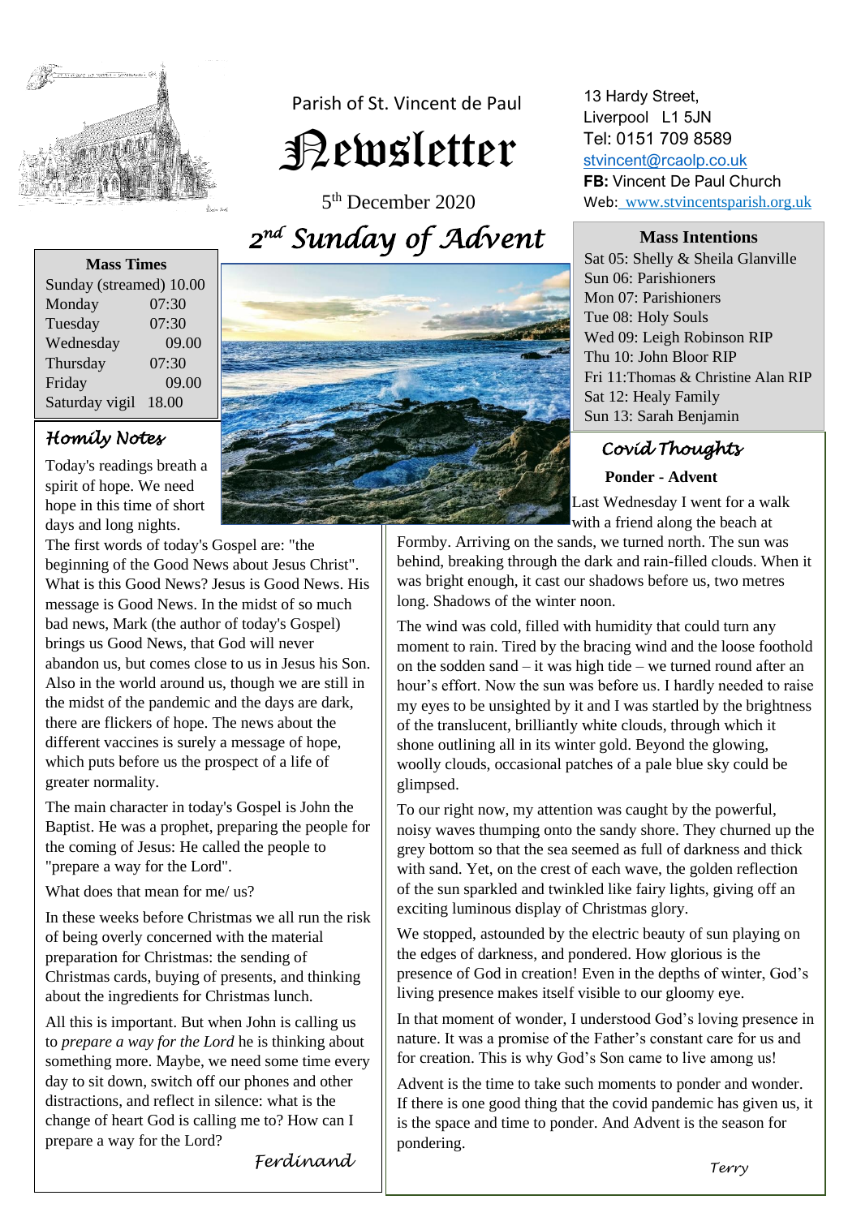Parish of St. Vincent de Paul

# Newsletter

5th December 2020

## 2nd Sunday of Advent

13 Hardy Street,
Liverpool L1 5JN
Tel: 0151 709 8589
stvincent@rcaolp.co.uk
**FB:** Vincent De Paul Church
Web: www.stvincentsparish.org.uk

| Mass Times | |
|---|---|
| Sunday (streamed) | 10.00 |
| Monday | 07:30 |
| Tuesday | 07:30 |
| Wednesday | 09.00 |
| Thursday | 07:30 |
| Friday | 09.00 |
| Saturday vigil | 18.00 |

**Mass Intentions**

Sat 05: Shelly & Sheila Glanville
Sun 06: Parishioners
Mon 07: Parishioners
Tue 08: Holy Souls
Wed 09: Leigh Robinson RIP
Thu 10: John Bloor RIP
Fri 11: Thomas & Christine Alan RIP
Sat 12: Healy Family
Sun 13: Sarah Benjamin

### Homily Notes

Today's readings breath a spirit of hope. We need hope in this time of short days and long nights.

The first words of today's Gospel are: "the beginning of the Good News about Jesus Christ". What is this Good News? Jesus is Good News. His message is Good News. In the midst of so much bad news, Mark (the author of today's Gospel) brings us Good News, that God will never abandon us, but comes close to us in Jesus his Son. Also in the world around us, though we are still in the midst of the pandemic and the days are dark, there are flickers of hope. The news about the different vaccines is surely a message of hope, which puts before us the prospect of a life of greater normality.

The main character in today's Gospel is John the Baptist. He was a prophet, preparing the people for the coming of Jesus: He called the people to "prepare a way for the Lord".

What does that mean for me/ us?

In these weeks before Christmas we all run the risk of being overly concerned with the material preparation for Christmas: the sending of Christmas cards, buying of presents, and thinking about the ingredients for Christmas lunch.

All this is important. But when John is calling us to *prepare a way for the Lord* he is thinking about something more. Maybe, we need some time every day to sit down, switch off our phones and other distractions, and reflect in silence: what is the change of heart God is calling me to? How can I prepare a way for the Lord?

*Ferdinand*

### Covid Thoughts

**Ponder - Advent**

Last Wednesday I went for a walk with a friend along the beach at Formby. Arriving on the sands, we turned north. The sun was behind, breaking through the dark and rain-filled clouds. When it was bright enough, it cast our shadows before us, two metres long. Shadows of the winter noon.

The wind was cold, filled with humidity that could turn any moment to rain. Tired by the bracing wind and the loose foothold on the sodden sand – it was high tide – we turned round after an hour's effort. Now the sun was before us. I hardly needed to raise my eyes to be unsighted by it and I was startled by the brightness of the translucent, brilliantly white clouds, through which it shone outlining all in its winter gold. Beyond the glowing, woolly clouds, occasional patches of a pale blue sky could be glimpsed.

To our right now, my attention was caught by the powerful, noisy waves thumping onto the sandy shore. They churned up the grey bottom so that the sea seemed as full of darkness and thick with sand. Yet, on the crest of each wave, the golden reflection of the sun sparkled and twinkled like fairy lights, giving off an exciting luminous display of Christmas glory.

We stopped, astounded by the electric beauty of sun playing on the edges of darkness, and pondered. How glorious is the presence of God in creation! Even in the depths of winter, God's living presence makes itself visible to our gloomy eye.

In that moment of wonder, I understood God's loving presence in nature. It was a promise of the Father's constant care for us and for creation. This is why God's Son came to live among us!

Advent is the time to take such moments to ponder and wonder. If there is one good thing that the covid pandemic has given us, it is the space and time to ponder. And Advent is the season for pondering.

*Terry*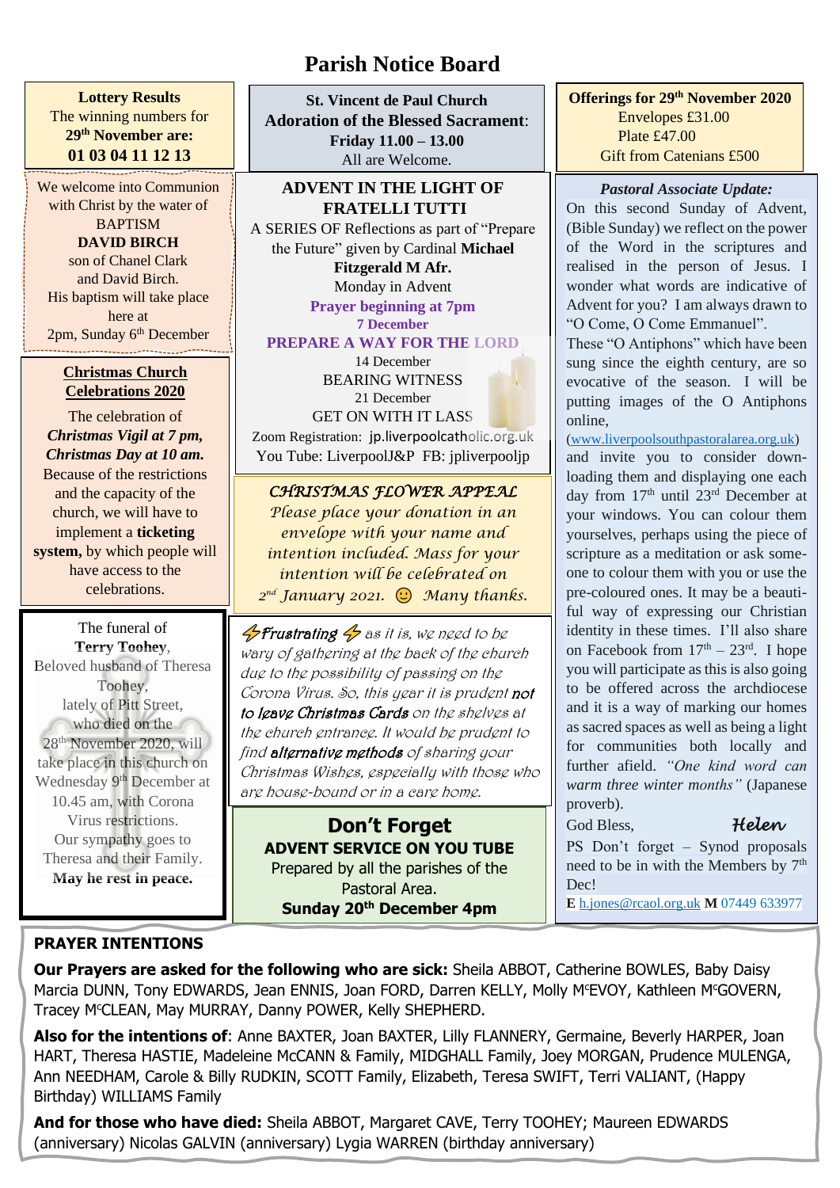# Parish Notice Board

**Lottery Results**
The winning numbers for **29th November are:**
**01 03 04 11 12 13**

We welcome into Communion with Christ by the water of BAPTISM
**DAVID BIRCH**
son of Chanel Clark and David Birch.
His baptism will take place here at 2pm, Sunday 6th December

**Christmas Church Celebrations 2020**

The celebration of ***Christmas Vigil at 7 pm, Christmas Day at 10 am.*** Because of the restrictions and the capacity of the church, we will have to implement a **ticketing system,** by which people will have access to the celebrations.

The funeral of **Terry Toohey**, Beloved husband of Theresa Toohey, lately of Pitt Street, who died on the 28th November 2020, will take place in this church on Wednesday 9th December at 10.45 am, with Corona Virus restrictions.
Our sympathy goes to Theresa and their Family.
**May he rest in peace.**

**St. Vincent de Paul Church**
**Adoration of the Blessed Sacrament**:
**Friday 11.00 – 13.00**
All are Welcome.

**ADVENT IN THE LIGHT OF FRATELLI TUTTI**
A SERIES OF Reflections as part of "Prepare the Future" given by Cardinal **Michael Fitzgerald M Afr.**
Monday in Advent
**Prayer beginning at 7pm**
**7 December**
**PREPARE A WAY FOR THE LORD**
14 December
BEARING WITNESS
21 December
GET ON WITH IT LASS
Zoom Registration: jp.liverpoolcatholic.org.uk
You Tube: LiverpoolJ&P FB: jpliverpooljp

*CHRISTMAS FLOWER APPEAL*
*Please place your donation in an envelope with your name and intention included. Mass for your intention will be celebrated on 2nd January 2021. ☺ Many thanks.*

*Frustrating as it is, we need to be wary of gathering at the back of the church due to the possibility of passing on the Corona Virus. So, this year it is prudent **not to leave Christmas Cards** on the shelves at the church entrance. It would be prudent to find **alternative methods** of sharing your Christmas Wishes, especially with those who are house-bound or in a care home.*

**Don't Forget**
**ADVENT SERVICE ON YOU TUBE**
Prepared by all the parishes of the Pastoral Area.
**Sunday 20th December 4pm**

**Offerings for 29th November 2020**
Envelopes £31.00
Plate £47.00
Gift from Catenians £500

***Pastoral Associate Update:***
On this second Sunday of Advent, (Bible Sunday) we reflect on the power of the Word in the scriptures and realised in the person of Jesus. I wonder what words are indicative of Advent for you? I am always drawn to "O Come, O Come Emmanuel". These "O Antiphons" which have been sung since the eighth century, are so evocative of the season. I will be putting images of the O Antiphons online, (www.liverpoolsouthpastoralarea.org.uk) and invite you to consider down-loading them and displaying one each day from 17th until 23rd December at your windows. You can colour them yourselves, perhaps using the piece of scripture as a meditation or ask some-one to colour them with you or use the pre-coloured ones. It may be a beauti-ful way of expressing our Christian identity in these times. I'll also share on Facebook from 17th – 23rd. I hope you will participate as this is also going to be offered across the archdiocese and it is a way of marking our homes as sacred spaces as well as being a light for communities both locally and further afield. *"One kind word can warm three winter months"* (Japanese proverb).
God Bless, *Helen*
PS Don't forget – Synod proposals need to be in with the Members by 7th Dec!
**E** h.jones@rcaol.org.uk **M** 07449 633977

**PRAYER INTENTIONS**

**Our Prayers are asked for the following who are sick:** Sheila ABBOT, Catherine BOWLES, Baby Daisy Marcia DUNN, Tony EDWARDS, Jean ENNIS, Joan FORD, Darren KELLY, Molly McEVOY, Kathleen McGOVERN, Tracey McCLEAN, May MURRAY, Danny POWER, Kelly SHEPHERD.

**Also for the intentions of**: Anne BAXTER, Joan BAXTER, Lilly FLANNERY, Germaine, Beverly HARPER, Joan HART, Theresa HASTIE, Madeleine McCANN & Family, MIDGHALL Family, Joey MORGAN, Prudence MULENGA, Ann NEEDHAM, Carole & Billy RUDKIN, SCOTT Family, Elizabeth, Teresa SWIFT, Terri VALIANT, (Happy Birthday) WILLIAMS Family

**And for those who have died:** Sheila ABBOT, Margaret CAVE, Terry TOOHEY; Maureen EDWARDS (anniversary) Nicolas GALVIN (anniversary) Lygia WARREN (birthday anniversary)